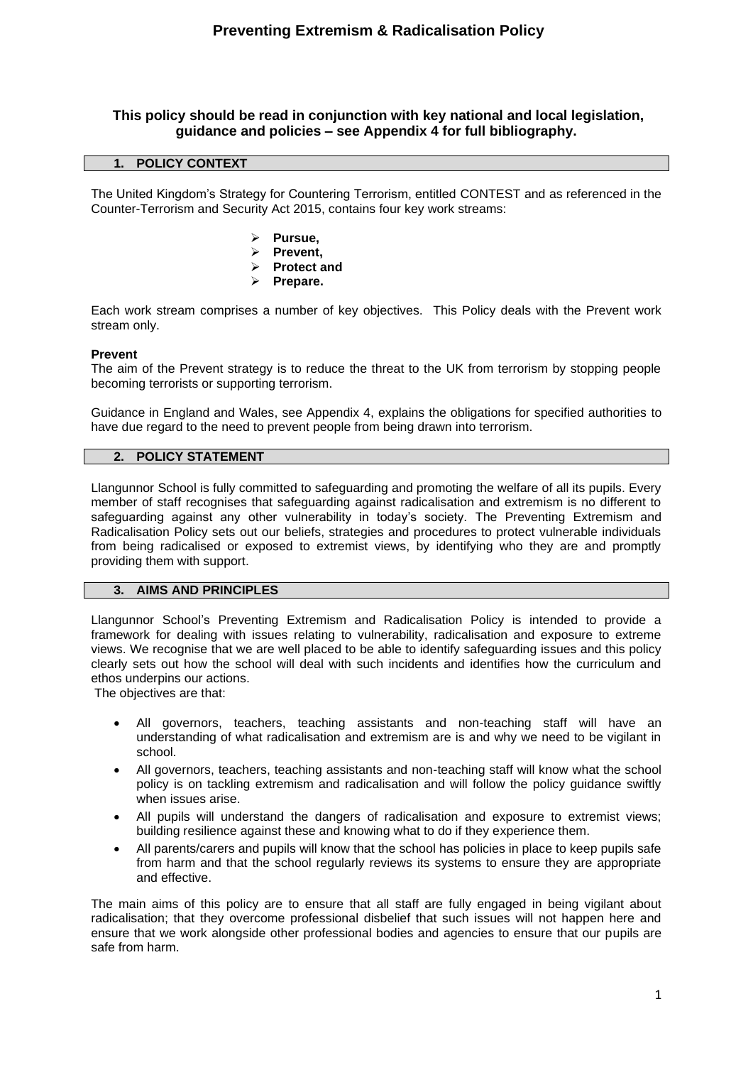# Preventing Extremism & Radicalisation Policy

**This policy should be read in conjunction with key national and local legislation, guidance and policies – see Appendix 4 for full bibliography.**

## 1. POLICY CONTEXT

The United Kingdom's Strategy for Countering Terrorism, entitled CONTEST and as referenced in the Counter-Terrorism and Security Act 2015, contains four key work streams:

- **Pursue,**
- **Prevent,**
- **Protect and**
- **Prepare.**

Each work stream comprises a number of key objectives. This Policy deals with the Prevent work stream only.

**Prevent**
The aim of the Prevent strategy is to reduce the threat to the UK from terrorism by stopping people becoming terrorists or supporting terrorism.

Guidance in England and Wales, see Appendix 4, explains the obligations for specified authorities to have due regard to the need to prevent people from being drawn into terrorism.

## 2. POLICY STATEMENT

Llangunnor School is fully committed to safeguarding and promoting the welfare of all its pupils. Every member of staff recognises that safeguarding against radicalisation and extremism is no different to safeguarding against any other vulnerability in today's society. The Preventing Extremism and Radicalisation Policy sets out our beliefs, strategies and procedures to protect vulnerable individuals from being radicalised or exposed to extremist views, by identifying who they are and promptly providing them with support.

## 3. AIMS AND PRINCIPLES

Llangunnor School's Preventing Extremism and Radicalisation Policy is intended to provide a framework for dealing with issues relating to vulnerability, radicalisation and exposure to extreme views. We recognise that we are well placed to be able to identify safeguarding issues and this policy clearly sets out how the school will deal with such incidents and identifies how the curriculum and ethos underpins our actions.
The objectives are that:

- All governors, teachers, teaching assistants and non-teaching staff will have an understanding of what radicalisation and extremism are is and why we need to be vigilant in school.
- All governors, teachers, teaching assistants and non-teaching staff will know what the school policy is on tackling extremism and radicalisation and will follow the policy guidance swiftly when issues arise.
- All pupils will understand the dangers of radicalisation and exposure to extremist views; building resilience against these and knowing what to do if they experience them.
- All parents/carers and pupils will know that the school has policies in place to keep pupils safe from harm and that the school regularly reviews its systems to ensure they are appropriate and effective.

The main aims of this policy are to ensure that all staff are fully engaged in being vigilant about radicalisation; that they overcome professional disbelief that such issues will not happen here and ensure that we work alongside other professional bodies and agencies to ensure that our pupils are safe from harm.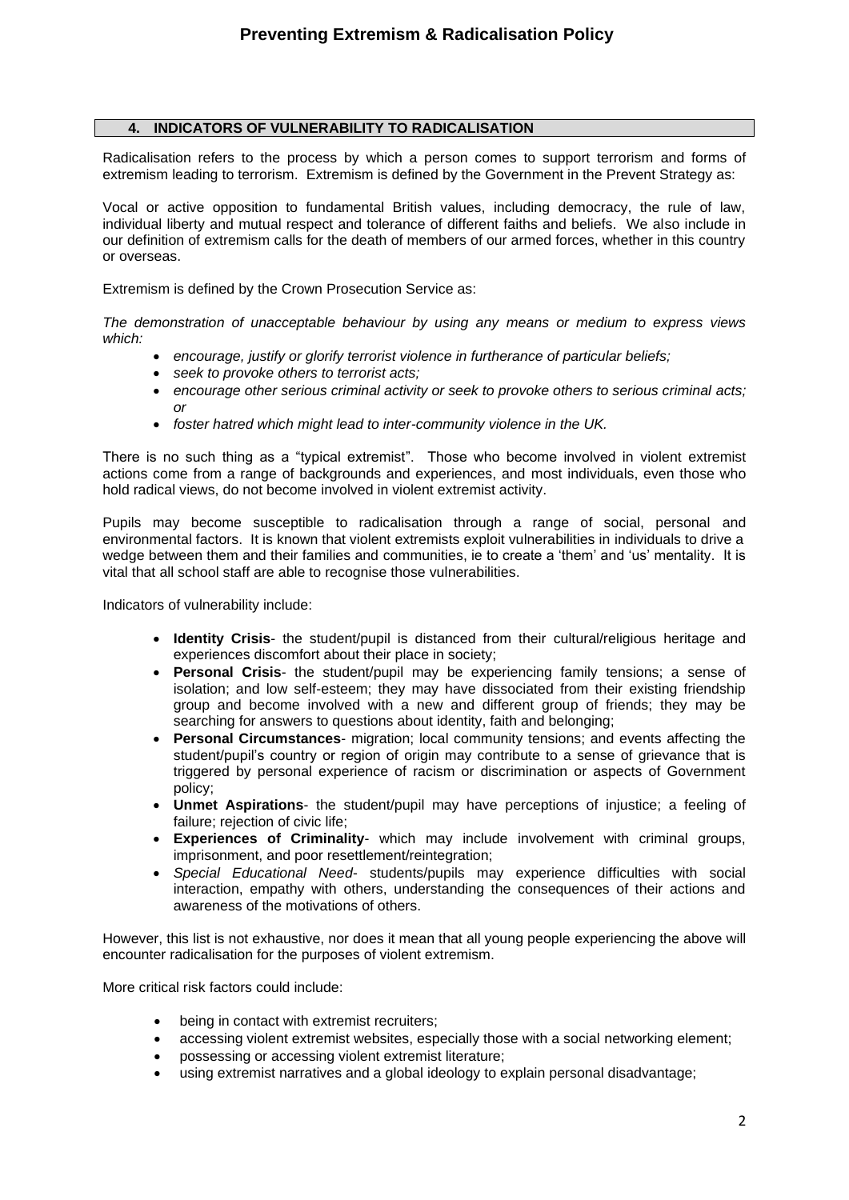## 4. INDICATORS OF VULNERABILITY TO RADICALISATION

Radicalisation refers to the process by which a person comes to support terrorism and forms of extremism leading to terrorism. Extremism is defined by the Government in the Prevent Strategy as:

Vocal or active opposition to fundamental British values, including democracy, the rule of law, individual liberty and mutual respect and tolerance of different faiths and beliefs. We also include in our definition of extremism calls for the death of members of our armed forces, whether in this country or overseas.

Extremism is defined by the Crown Prosecution Service as:

*The demonstration of unacceptable behaviour by using any means or medium to express views which:*

- *encourage, justify or glorify terrorist violence in furtherance of particular beliefs;*
- *seek to provoke others to terrorist acts;*
- *encourage other serious criminal activity or seek to provoke others to serious criminal acts; or*
- *foster hatred which might lead to inter-community violence in the UK.*

There is no such thing as a "typical extremist". Those who become involved in violent extremist actions come from a range of backgrounds and experiences, and most individuals, even those who hold radical views, do not become involved in violent extremist activity.

Pupils may become susceptible to radicalisation through a range of social, personal and environmental factors. It is known that violent extremists exploit vulnerabilities in individuals to drive a wedge between them and their families and communities, ie to create a 'them' and 'us' mentality. It is vital that all school staff are able to recognise those vulnerabilities.

Indicators of vulnerability include:

- **Identity Crisis**- the student/pupil is distanced from their cultural/religious heritage and experiences discomfort about their place in society;
- **Personal Crisis**- the student/pupil may be experiencing family tensions; a sense of isolation; and low self-esteem; they may have dissociated from their existing friendship group and become involved with a new and different group of friends; they may be searching for answers to questions about identity, faith and belonging;
- **Personal Circumstances**- migration; local community tensions; and events affecting the student/pupil's country or region of origin may contribute to a sense of grievance that is triggered by personal experience of racism or discrimination or aspects of Government policy;
- **Unmet Aspirations**- the student/pupil may have perceptions of injustice; a feeling of failure; rejection of civic life;
- **Experiences of Criminality**- which may include involvement with criminal groups, imprisonment, and poor resettlement/reintegration;
- *Special Educational Need*- students/pupils may experience difficulties with social interaction, empathy with others, understanding the consequences of their actions and awareness of the motivations of others.

However, this list is not exhaustive, nor does it mean that all young people experiencing the above will encounter radicalisation for the purposes of violent extremism.

More critical risk factors could include:

- being in contact with extremist recruiters;
- accessing violent extremist websites, especially those with a social networking element;
- possessing or accessing violent extremist literature;
- using extremist narratives and a global ideology to explain personal disadvantage;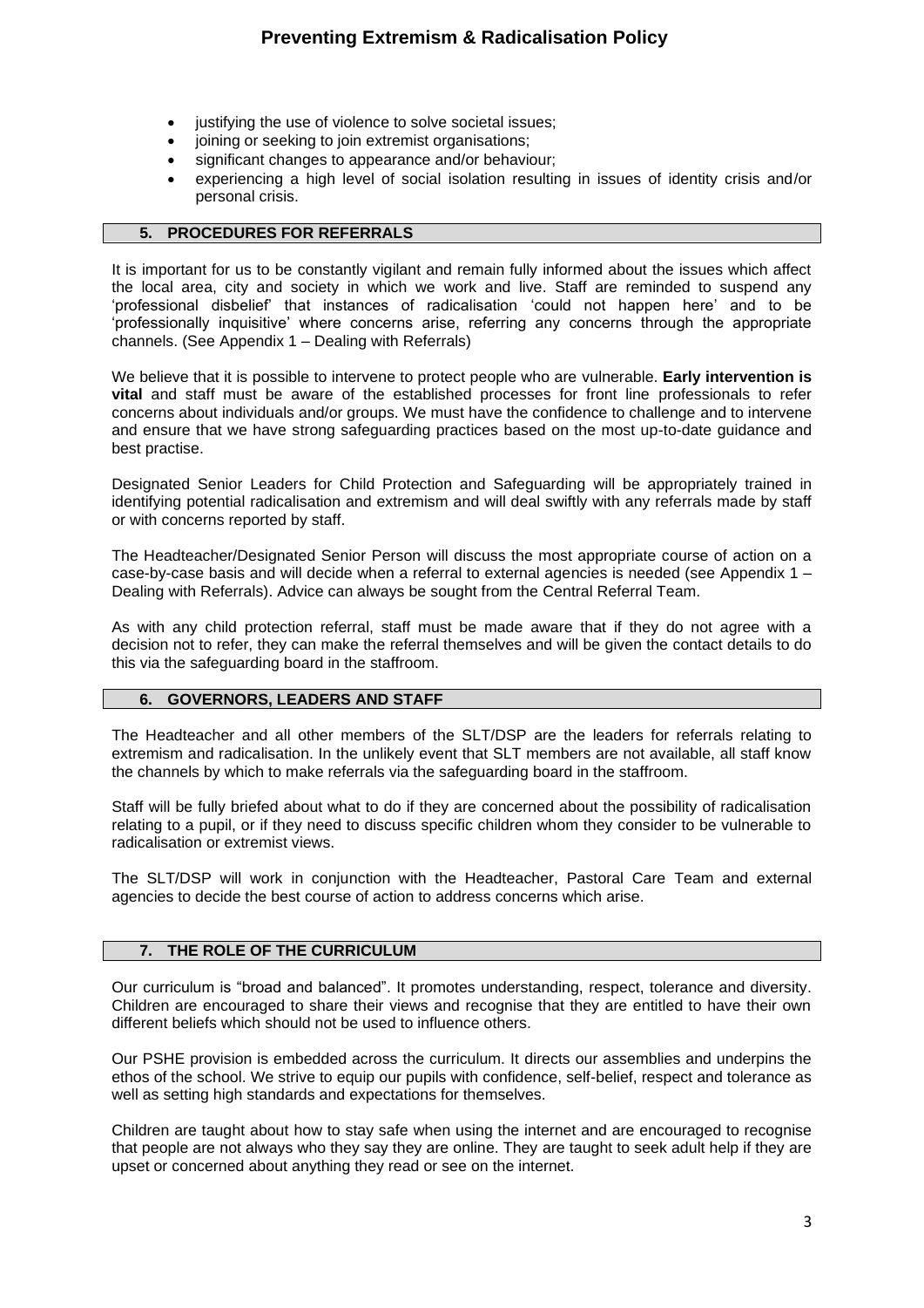- justifying the use of violence to solve societal issues;
- joining or seeking to join extremist organisations;
- significant changes to appearance and/or behaviour;
- experiencing a high level of social isolation resulting in issues of identity crisis and/or personal crisis.

## 5. PROCEDURES FOR REFERRALS

It is important for us to be constantly vigilant and remain fully informed about the issues which affect the local area, city and society in which we work and live. Staff are reminded to suspend any 'professional disbelief' that instances of radicalisation 'could not happen here' and to be 'professionally inquisitive' where concerns arise, referring any concerns through the appropriate channels. (See Appendix 1 – Dealing with Referrals)

We believe that it is possible to intervene to protect people who are vulnerable. **Early intervention is vital** and staff must be aware of the established processes for front line professionals to refer concerns about individuals and/or groups. We must have the confidence to challenge and to intervene and ensure that we have strong safeguarding practices based on the most up-to-date guidance and best practise.

Designated Senior Leaders for Child Protection and Safeguarding will be appropriately trained in identifying potential radicalisation and extremism and will deal swiftly with any referrals made by staff or with concerns reported by staff.

The Headteacher/Designated Senior Person will discuss the most appropriate course of action on a case-by-case basis and will decide when a referral to external agencies is needed (see Appendix 1 – Dealing with Referrals). Advice can always be sought from the Central Referral Team.

As with any child protection referral, staff must be made aware that if they do not agree with a decision not to refer, they can make the referral themselves and will be given the contact details to do this via the safeguarding board in the staffroom.

## 6. GOVERNORS, LEADERS AND STAFF

The Headteacher and all other members of the SLT/DSP are the leaders for referrals relating to extremism and radicalisation. In the unlikely event that SLT members are not available, all staff know the channels by which to make referrals via the safeguarding board in the staffroom.

Staff will be fully briefed about what to do if they are concerned about the possibility of radicalisation relating to a pupil, or if they need to discuss specific children whom they consider to be vulnerable to radicalisation or extremist views.

The SLT/DSP will work in conjunction with the Headteacher, Pastoral Care Team and external agencies to decide the best course of action to address concerns which arise.

## 7. THE ROLE OF THE CURRICULUM

Our curriculum is "broad and balanced". It promotes understanding, respect, tolerance and diversity. Children are encouraged to share their views and recognise that they are entitled to have their own different beliefs which should not be used to influence others.

Our PSHE provision is embedded across the curriculum. It directs our assemblies and underpins the ethos of the school. We strive to equip our pupils with confidence, self-belief, respect and tolerance as well as setting high standards and expectations for themselves.

Children are taught about how to stay safe when using the internet and are encouraged to recognise that people are not always who they say they are online. They are taught to seek adult help if they are upset or concerned about anything they read or see on the internet.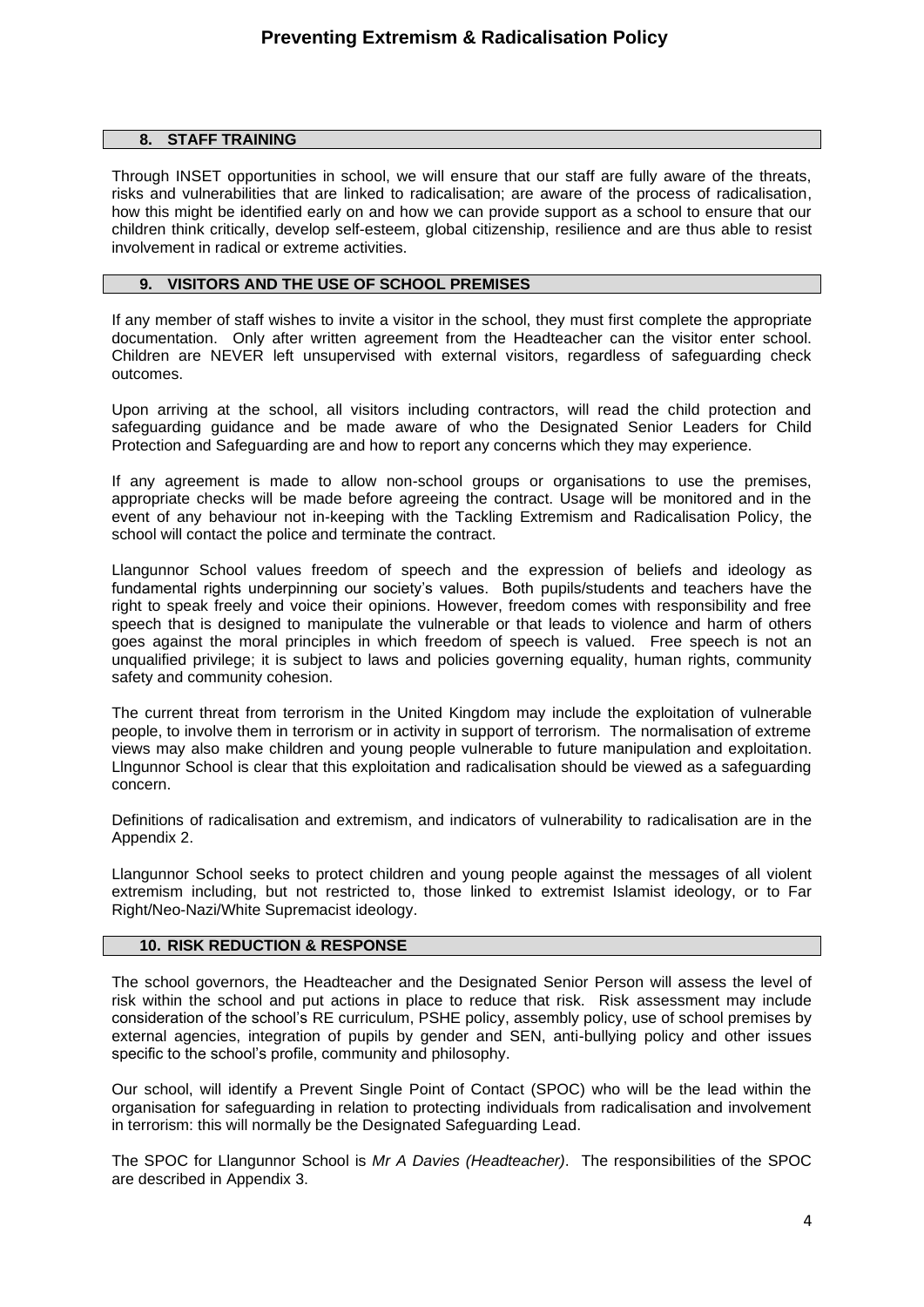## 8. STAFF TRAINING

Through INSET opportunities in school, we will ensure that our staff are fully aware of the threats, risks and vulnerabilities that are linked to radicalisation; are aware of the process of radicalisation, how this might be identified early on and how we can provide support as a school to ensure that our children think critically, develop self-esteem, global citizenship, resilience and are thus able to resist involvement in radical or extreme activities.

## 9. VISITORS AND THE USE OF SCHOOL PREMISES

If any member of staff wishes to invite a visitor in the school, they must first complete the appropriate documentation. Only after written agreement from the Headteacher can the visitor enter school. Children are NEVER left unsupervised with external visitors, regardless of safeguarding check outcomes.

Upon arriving at the school, all visitors including contractors, will read the child protection and safeguarding guidance and be made aware of who the Designated Senior Leaders for Child Protection and Safeguarding are and how to report any concerns which they may experience.

If any agreement is made to allow non-school groups or organisations to use the premises, appropriate checks will be made before agreeing the contract. Usage will be monitored and in the event of any behaviour not in-keeping with the Tackling Extremism and Radicalisation Policy, the school will contact the police and terminate the contract.

Llangunnor School values freedom of speech and the expression of beliefs and ideology as fundamental rights underpinning our society's values. Both pupils/students and teachers have the right to speak freely and voice their opinions. However, freedom comes with responsibility and free speech that is designed to manipulate the vulnerable or that leads to violence and harm of others goes against the moral principles in which freedom of speech is valued. Free speech is not an unqualified privilege; it is subject to laws and policies governing equality, human rights, community safety and community cohesion.

The current threat from terrorism in the United Kingdom may include the exploitation of vulnerable people, to involve them in terrorism or in activity in support of terrorism. The normalisation of extreme views may also make children and young people vulnerable to future manipulation and exploitation. Llngunnor School is clear that this exploitation and radicalisation should be viewed as a safeguarding concern.

Definitions of radicalisation and extremism, and indicators of vulnerability to radicalisation are in the Appendix 2.

Llangunnor School seeks to protect children and young people against the messages of all violent extremism including, but not restricted to, those linked to extremist Islamist ideology, or to Far Right/Neo-Nazi/White Supremacist ideology.

## 10. RISK REDUCTION & RESPONSE

The school governors, the Headteacher and the Designated Senior Person will assess the level of risk within the school and put actions in place to reduce that risk. Risk assessment may include consideration of the school's RE curriculum, PSHE policy, assembly policy, use of school premises by external agencies, integration of pupils by gender and SEN, anti-bullying policy and other issues specific to the school's profile, community and philosophy.

Our school, will identify a Prevent Single Point of Contact (SPOC) who will be the lead within the organisation for safeguarding in relation to protecting individuals from radicalisation and involvement in terrorism: this will normally be the Designated Safeguarding Lead.

The SPOC for Llangunnor School is *Mr A Davies (Headteacher)*. The responsibilities of the SPOC are described in Appendix 3.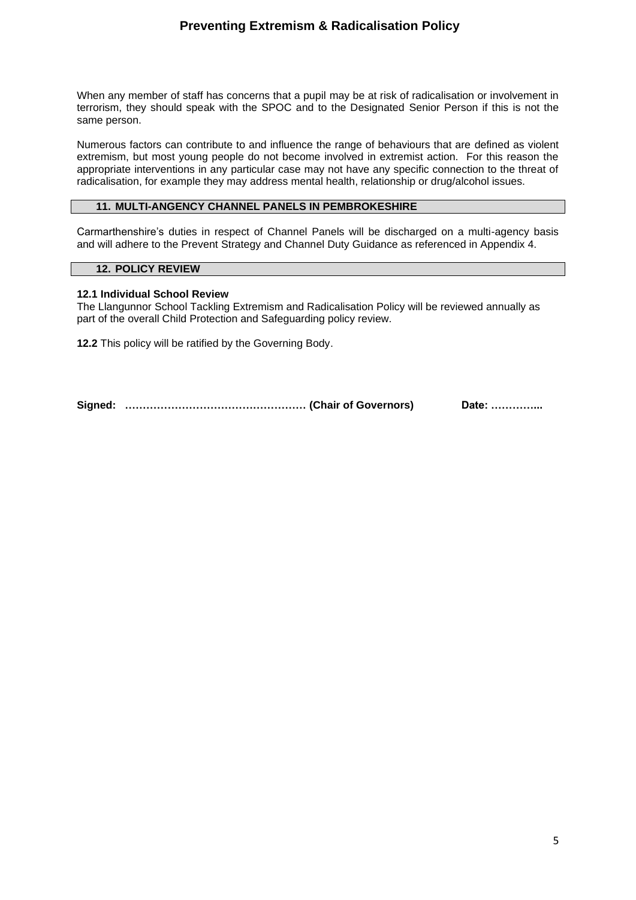When any member of staff has concerns that a pupil may be at risk of radicalisation or involvement in terrorism, they should speak with the SPOC and to the Designated Senior Person if this is not the same person.

Numerous factors can contribute to and influence the range of behaviours that are defined as violent extremism, but most young people do not become involved in extremist action. For this reason the appropriate interventions in any particular case may not have any specific connection to the threat of radicalisation, for example they may address mental health, relationship or drug/alcohol issues.

## 11. MULTI-ANGENCY CHANNEL PANELS IN PEMBROKESHIRE

Carmarthenshire's duties in respect of Channel Panels will be discharged on a multi-agency basis and will adhere to the Prevent Strategy and Channel Duty Guidance as referenced in Appendix 4.

## 12. POLICY REVIEW

**12.1 Individual School Review**

The Llangunnor School Tackling Extremism and Radicalisation Policy will be reviewed annually as part of the overall Child Protection and Safeguarding policy review.

**12.2** This policy will be ratified by the Governing Body.

**Signed: …………………………………………… (Chair of Governors) Date: …………...**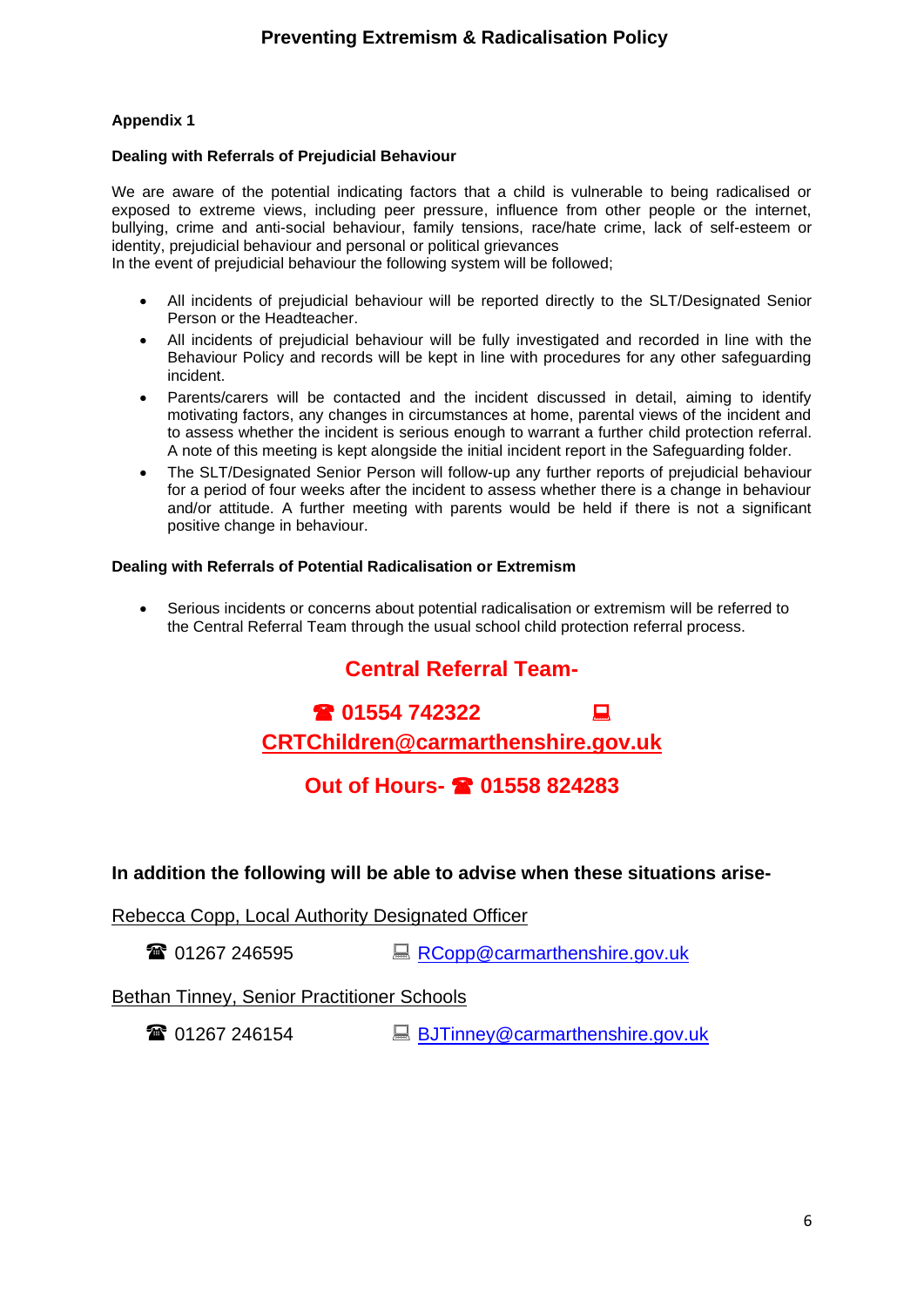**Appendix 1**

**Dealing with Referrals of Prejudicial Behaviour**

We are aware of the potential indicating factors that a child is vulnerable to being radicalised or exposed to extreme views, including peer pressure, influence from other people or the internet, bullying, crime and anti-social behaviour, family tensions, race/hate crime, lack of self-esteem or identity, prejudicial behaviour and personal or political grievances
In the event of prejudicial behaviour the following system will be followed;

- All incidents of prejudicial behaviour will be reported directly to the SLT/Designated Senior Person or the Headteacher.
- All incidents of prejudicial behaviour will be fully investigated and recorded in line with the Behaviour Policy and records will be kept in line with procedures for any other safeguarding incident.
- Parents/carers will be contacted and the incident discussed in detail, aiming to identify motivating factors, any changes in circumstances at home, parental views of the incident and to assess whether the incident is serious enough to warrant a further child protection referral. A note of this meeting is kept alongside the initial incident report in the Safeguarding folder.
- The SLT/Designated Senior Person will follow-up any further reports of prejudicial behaviour for a period of four weeks after the incident to assess whether there is a change in behaviour and/or attitude. A further meeting with parents would be held if there is not a significant positive change in behaviour.

**Dealing with Referrals of Potential Radicalisation or Extremism**

- Serious incidents or concerns about potential radicalisation or extremism will be referred to the Central Referral Team through the usual school child protection referral process.

**Central Referral Team-**

**☎ 01554 742322 💻 CRTChildren@carmarthenshire.gov.uk**

**Out of Hours- ☎ 01558 824283**

**In addition the following will be able to advise when these situations arise-**

Rebecca Copp, Local Authority Designated Officer

☎ 01267 246595 💻 RCopp@carmarthenshire.gov.uk

Bethan Tinney, Senior Practitioner Schools

☎ 01267 246154 💻 BJTinney@carmarthenshire.gov.uk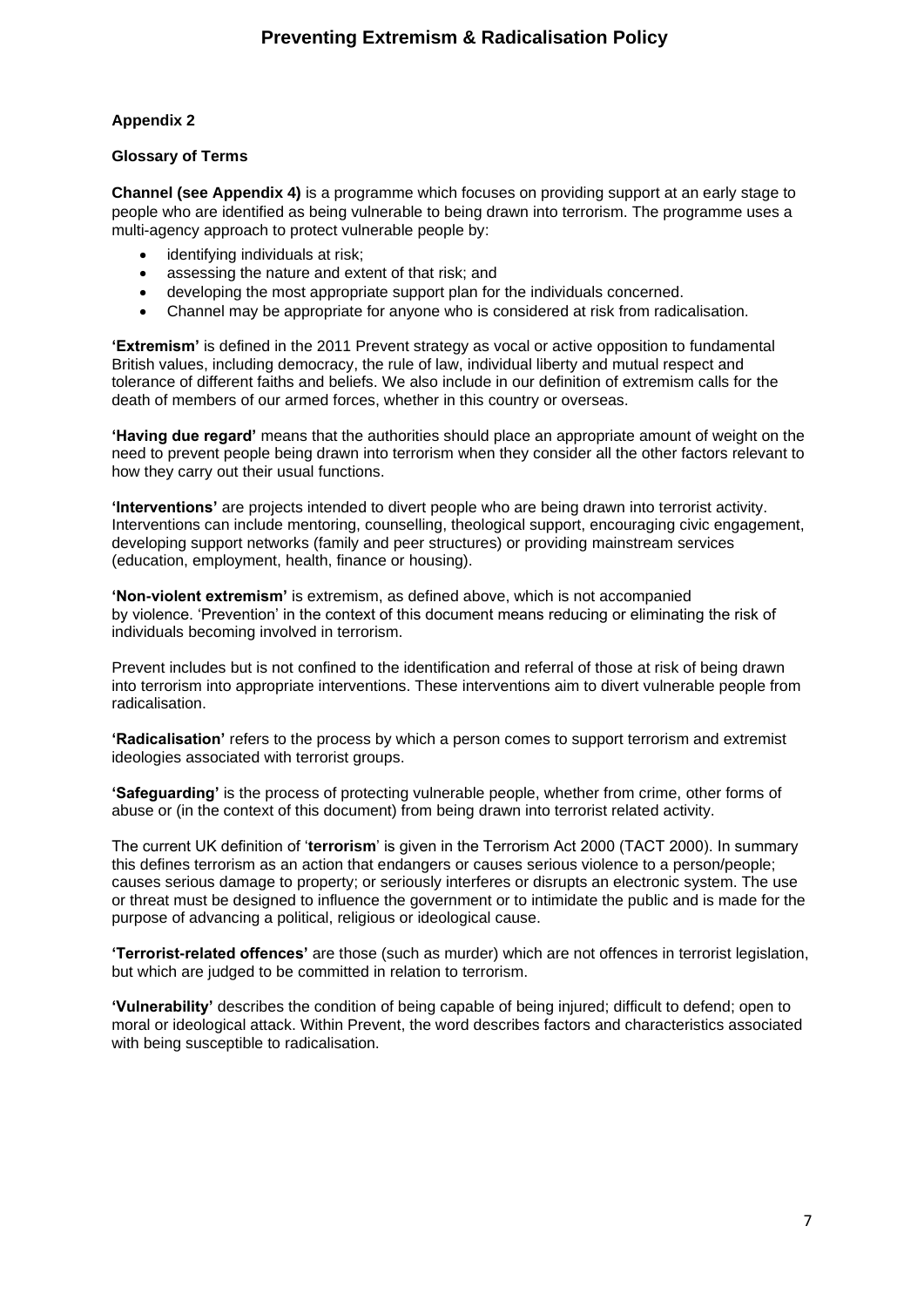**Appendix 2**

**Glossary of Terms**

**Channel (see Appendix 4)** is a programme which focuses on providing support at an early stage to people who are identified as being vulnerable to being drawn into terrorism. The programme uses a multi-agency approach to protect vulnerable people by:

- identifying individuals at risk;
- assessing the nature and extent of that risk; and
- developing the most appropriate support plan for the individuals concerned.
- Channel may be appropriate for anyone who is considered at risk from radicalisation.

**'Extremism'** is defined in the 2011 Prevent strategy as vocal or active opposition to fundamental British values, including democracy, the rule of law, individual liberty and mutual respect and tolerance of different faiths and beliefs. We also include in our definition of extremism calls for the death of members of our armed forces, whether in this country or overseas.

**'Having due regard'** means that the authorities should place an appropriate amount of weight on the need to prevent people being drawn into terrorism when they consider all the other factors relevant to how they carry out their usual functions.

**'Interventions'** are projects intended to divert people who are being drawn into terrorist activity. Interventions can include mentoring, counselling, theological support, encouraging civic engagement, developing support networks (family and peer structures) or providing mainstream services (education, employment, health, finance or housing).

**'Non-violent extremism'** is extremism, as defined above, which is not accompanied by violence. 'Prevention' in the context of this document means reducing or eliminating the risk of individuals becoming involved in terrorism.

Prevent includes but is not confined to the identification and referral of those at risk of being drawn into terrorism into appropriate interventions. These interventions aim to divert vulnerable people from radicalisation.

**'Radicalisation'** refers to the process by which a person comes to support terrorism and extremist ideologies associated with terrorist groups.

**'Safeguarding'** is the process of protecting vulnerable people, whether from crime, other forms of abuse or (in the context of this document) from being drawn into terrorist related activity.

The current UK definition of '**terrorism**' is given in the Terrorism Act 2000 (TACT 2000). In summary this defines terrorism as an action that endangers or causes serious violence to a person/people; causes serious damage to property; or seriously interferes or disrupts an electronic system. The use or threat must be designed to influence the government or to intimidate the public and is made for the purpose of advancing a political, religious or ideological cause.

**'Terrorist-related offences'** are those (such as murder) which are not offences in terrorist legislation, but which are judged to be committed in relation to terrorism.

**'Vulnerability'** describes the condition of being capable of being injured; difficult to defend; open to moral or ideological attack. Within Prevent, the word describes factors and characteristics associated with being susceptible to radicalisation.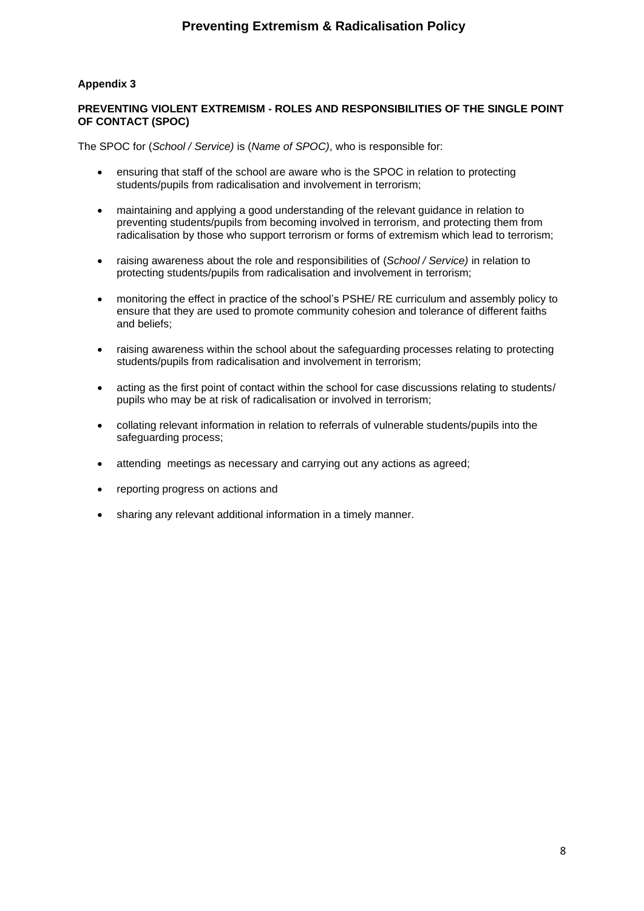**Appendix 3**

**PREVENTING VIOLENT EXTREMISM - ROLES AND RESPONSIBILITIES OF THE SINGLE POINT OF CONTACT (SPOC)**

The SPOC for (*School / Service)* is (*Name of SPOC)*, who is responsible for:

- ensuring that staff of the school are aware who is the SPOC in relation to protecting students/pupils from radicalisation and involvement in terrorism;
- maintaining and applying a good understanding of the relevant guidance in relation to preventing students/pupils from becoming involved in terrorism, and protecting them from radicalisation by those who support terrorism or forms of extremism which lead to terrorism;
- raising awareness about the role and responsibilities of (*School / Service)* in relation to protecting students/pupils from radicalisation and involvement in terrorism;
- monitoring the effect in practice of the school's PSHE/ RE curriculum and assembly policy to ensure that they are used to promote community cohesion and tolerance of different faiths and beliefs;
- raising awareness within the school about the safeguarding processes relating to protecting students/pupils from radicalisation and involvement in terrorism;
- acting as the first point of contact within the school for case discussions relating to students/ pupils who may be at risk of radicalisation or involved in terrorism;
- collating relevant information in relation to referrals of vulnerable students/pupils into the safeguarding process;
- attending meetings as necessary and carrying out any actions as agreed;
- reporting progress on actions and
- sharing any relevant additional information in a timely manner.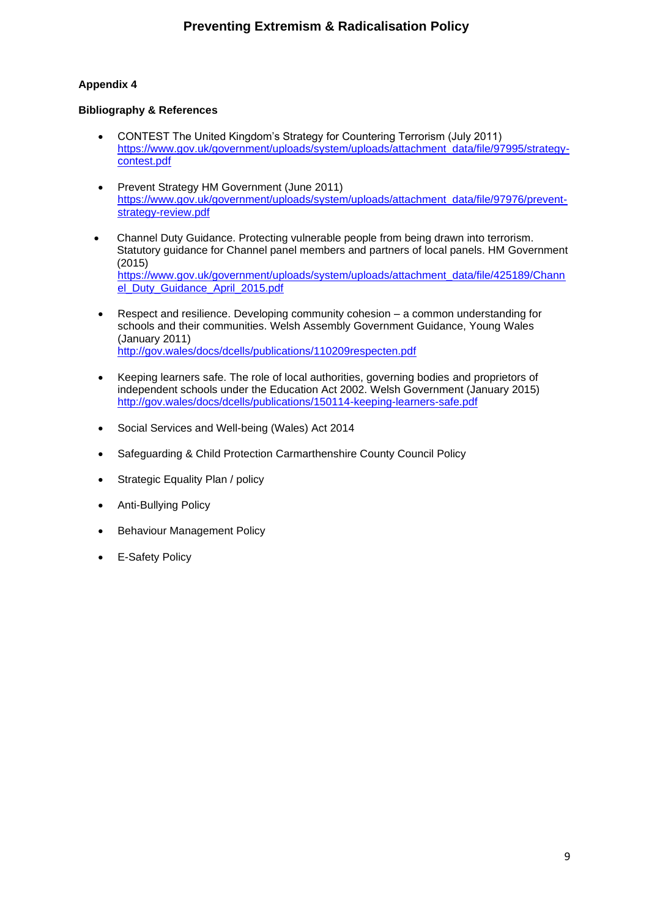**Appendix 4**

**Bibliography & References**

- CONTEST The United Kingdom's Strategy for Countering Terrorism (July 2011) https://www.gov.uk/government/uploads/system/uploads/attachment_data/file/97995/strategy-contest.pdf

- Prevent Strategy HM Government (June 2011) https://www.gov.uk/government/uploads/system/uploads/attachment_data/file/97976/prevent-strategy-review.pdf

- Channel Duty Guidance. Protecting vulnerable people from being drawn into terrorism. Statutory guidance for Channel panel members and partners of local panels. HM Government (2015) https://www.gov.uk/government/uploads/system/uploads/attachment_data/file/425189/Channel_Duty_Guidance_April_2015.pdf

- Respect and resilience. Developing community cohesion – a common understanding for schools and their communities. Welsh Assembly Government Guidance, Young Wales (January 2011) http://gov.wales/docs/dcells/publications/110209respecten.pdf

- Keeping learners safe. The role of local authorities, governing bodies and proprietors of independent schools under the Education Act 2002. Welsh Government (January 2015) http://gov.wales/docs/dcells/publications/150114-keeping-learners-safe.pdf

- Social Services and Well-being (Wales) Act 2014

- Safeguarding & Child Protection Carmarthenshire County Council Policy

- Strategic Equality Plan / policy

- Anti-Bullying Policy

- Behaviour Management Policy

- E-Safety Policy